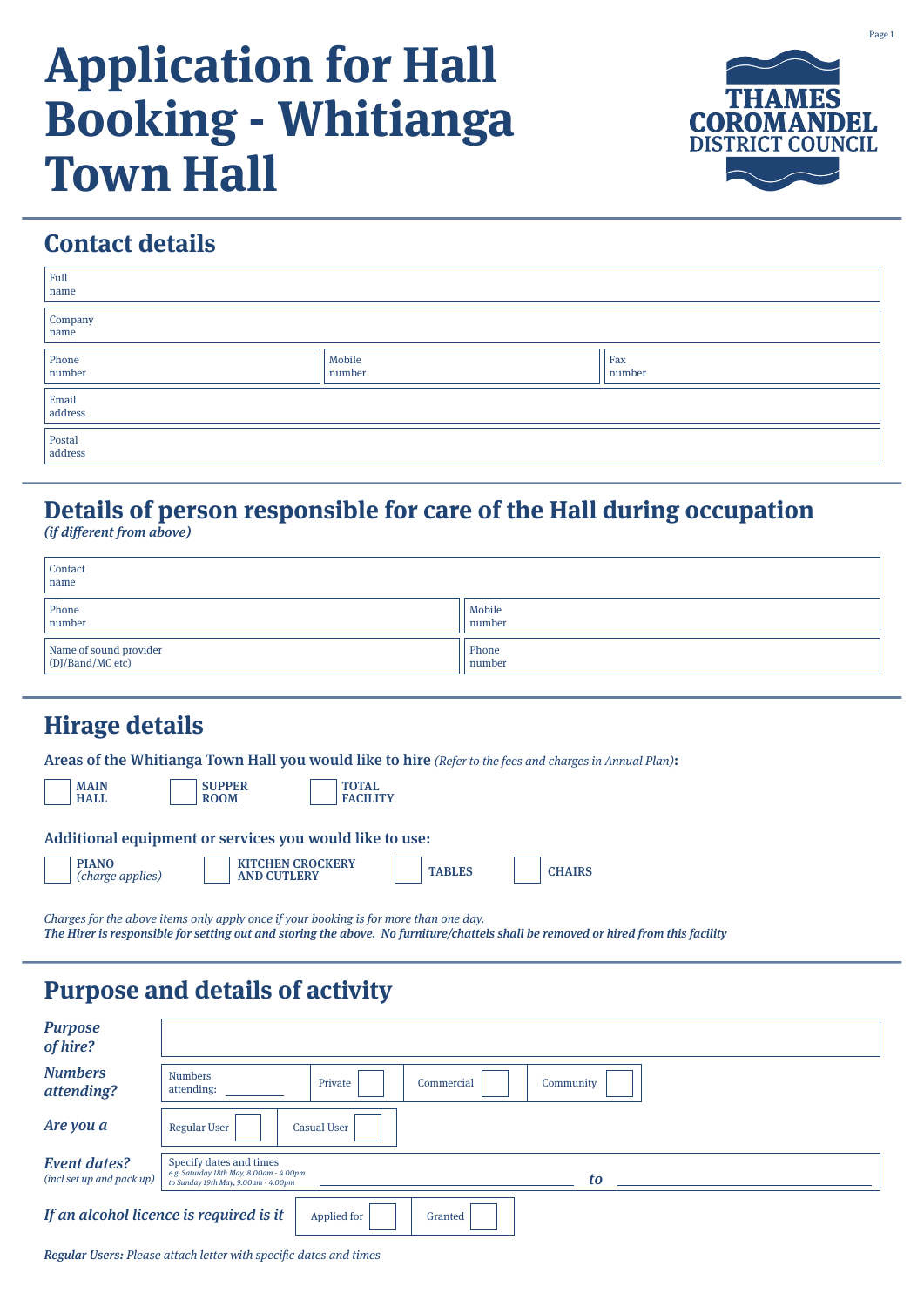# Application for Hall Booking - Whitianga Town Hall

THAMES COROMANDEL DISTRICT COUNCIL

## Contact details

| | | |
|---|---|---|
| Full name | | |
| Company name | | |
| Phone number | Mobile number | Fax number |
| Email address | | |
| Postal address | | |

## Details of person responsible for care of the Hall during occupation

*(if different from above)*

| | |
|---|---|
| Contact name | |
| Phone number | Mobile number |
| Name of sound provider (DJ/Band/MC etc) | Phone number |

## Hirage details

**Areas of the Whitianga Town Hall you would like to hire** *(Refer to the fees and charges in Annual Plan)*:

- ☐ MAIN HALL
- ☐ SUPPER ROOM
- ☐ TOTAL FACILITY

**Additional equipment or services you would like to use:**

- ☐ PIANO *(charge applies)*
- ☐ KITCHEN CROCKERY AND CUTLERY
- ☐ TABLES
- ☐ CHAIRS

*Charges for the above items only apply once if your booking is for more than one day.*
***The Hirer is responsible for setting out and storing the above. No furniture/chattels shall be removed or hired from this facility***

## Purpose and details of activity

***Purpose of hire?*** ______________________________

***Numbers attending?*** Numbers attending: ________ Private ☐ Commercial ☐ Community ☐

***Are you a*** Regular User ☐ Casual User ☐

***Event dates?*** *(incl set up and pack up)*
Specify dates and times
*e.g. Saturday 18th May, 8.00am - 4.00pm to Sunday 19th May, 9.00am - 4.00pm*
________________________ ***to*** ________________________

***If an alcohol licence is required is it*** Applied for ☐ Granted ☐

***Regular Users:*** *Please attach letter with specific dates and times*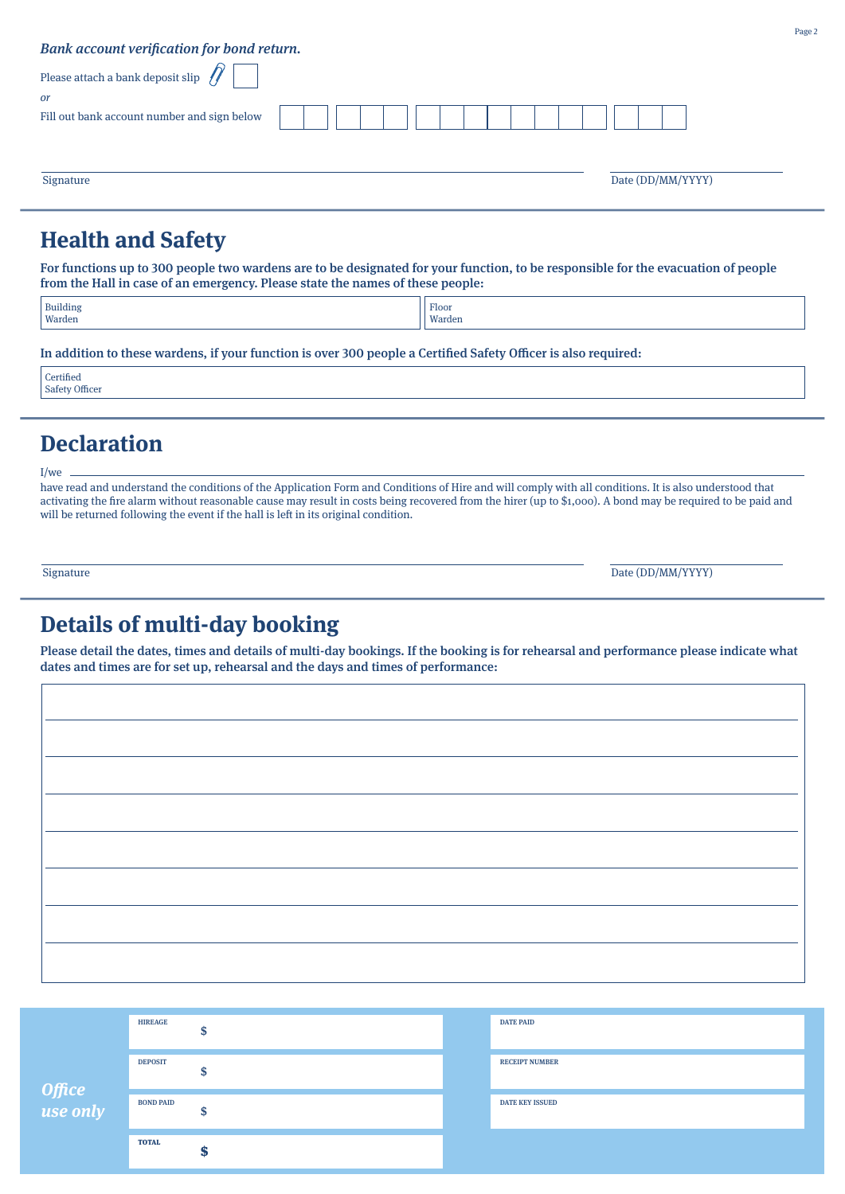*Bank account verification for bond return.*

Please attach a bank deposit slip ☐

*or*

Fill out bank account number and sign below

| | | | | | | | | | | | | | | | |
|---|---|---|---|---|---|---|---|---|---|---|---|---|---|---|---|

Signature ______________________________ Date (DD/MM/YYYY) ____________

## Health and Safety

**For functions up to 300 people two wardens are to be designated for your function, to be responsible for the evacuation of people from the Hall in case of an emergency. Please state the names of these people:**

| Building Warden | Floor Warden |
|---|---|
| | |

**In addition to these wardens, if your function is over 300 people a Certified Safety Officer is also required:**

| Certified Safety Officer |
|---|
| |

## Declaration

I/we ______________________________

have read and understand the conditions of the Application Form and Conditions of Hire and will comply with all conditions. It is also understood that activating the fire alarm without reasonable cause may result in costs being recovered from the hirer (up to $1,000). A bond may be required to be paid and will be returned following the event if the hall is left in its original condition.

Signature ______________________________ Date (DD/MM/YYYY) ____________

## Details of multi-day booking

**Please detail the dates, times and details of multi-day bookings. If the booking is for rehearsal and performance please indicate what dates and times are for set up, rehearsal and the days and times of performance:**

| |
|---|
| |
| |
| |
| |
| |
| |
| |
| |

***Office use only***

| | |
|---|---|
| HIREAGE $ | DATE PAID |
| DEPOSIT $ | RECEIPT NUMBER |
| BOND PAID $ | DATE KEY ISSUED |
| TOTAL $ | |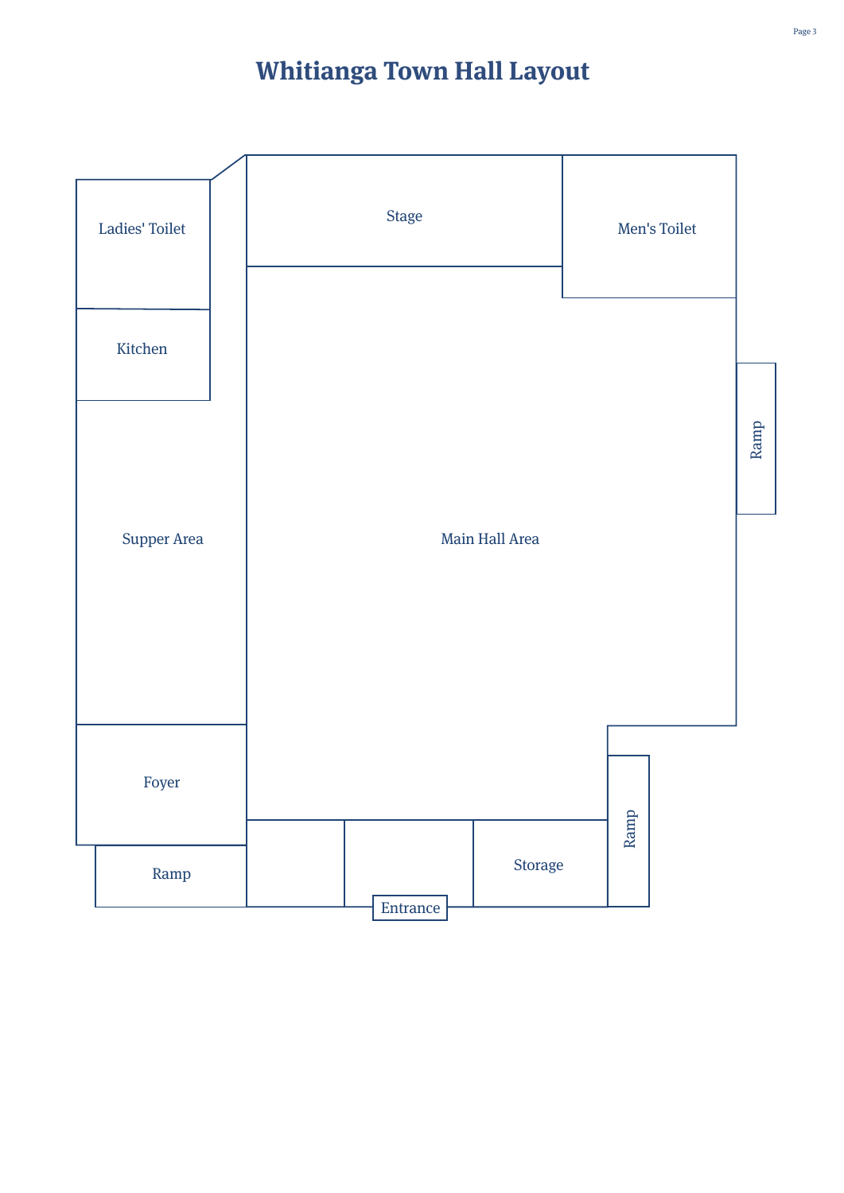# Whitianga Town Hall Layout

Ladies' Toilet

Stage

Men's Toilet

Kitchen

Ramp

Supper Area

Main Hall Area

Foyer

Ramp

Storage

Ramp

Entrance